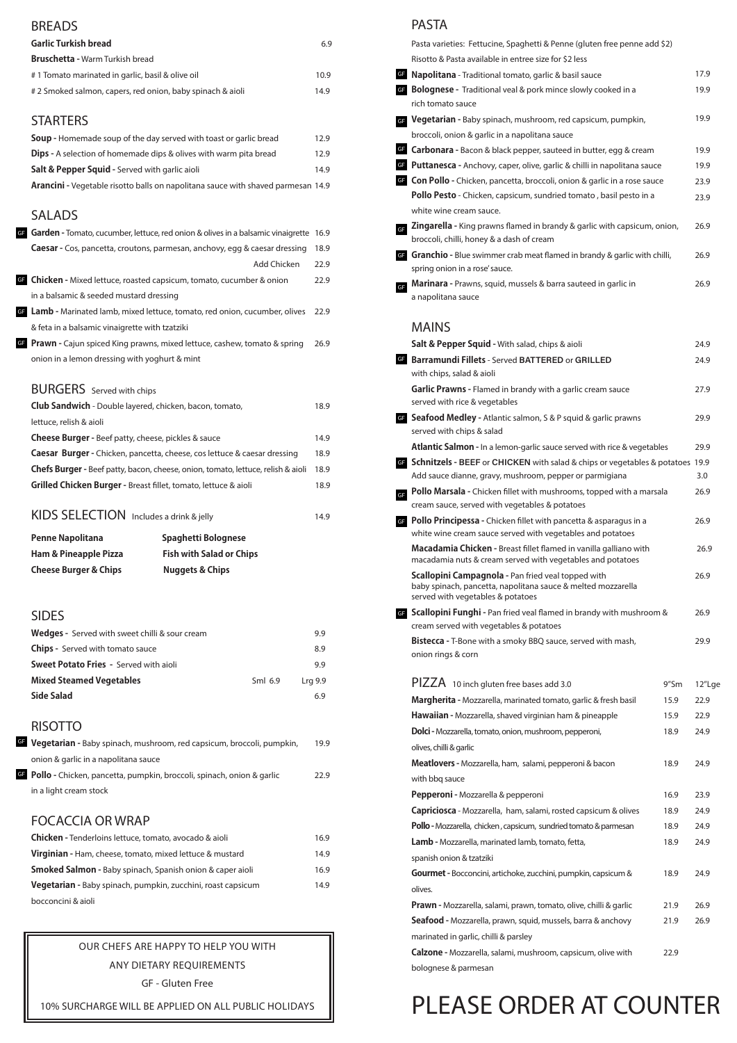## BREADS

**Garlic Turkish bread** 6.9

**Bruschetta -** Warm Turkish bread

# 1 Tomato marinated in garlic, basil & olive oil 10.9

# 2 Smoked salmon, capers, red onion, baby spinach & aioli 14.9

## STARTERS

**Soup -** Homemade soup of the day served with toast or garlic bread 12.9

**Dips -** A selection of homemade dips & olives with warm pita bread 12.9

**Salt & Pepper Squid -** Served with garlic aioli 14.9

**Arancini -** Vegetable risotto balls on napolitana sauce with shaved parmesan 14.9

## SALADS

GF **Garden -** Tomato, cucumber, lettuce, red onion & olives in a balsamic vinaigrette 16.9

**Caesar -** Cos, pancetta, croutons, parmesan, anchovy, egg & caesar dressing 18.9

Add Chicken 22.9

GF **Chicken -** Mixed lettuce, roasted capsicum, tomato, cucumber & onion in a balsamic & seeded mustard dressing 22.9

GF **Lamb -** Marinated lamb, mixed lettuce, tomato, red onion, cucumber, olives & feta in a balsamic vinaigrette with tzatziki 22.9

GF **Prawn -** Cajun spiced King prawns, mixed lettuce, cashew, tomato & spring onion in a lemon dressing with yoghurt & mint 26.9

## BURGERS Served with chips

**Club Sandwich** - Double layered, chicken, bacon, tomato, lettuce, relish & aioli 18.9

**Cheese Burger -** Beef patty, cheese, pickles & sauce 14.9

**Caesar Burger -** Chicken, pancetta, cheese, cos lettuce & caesar dressing 18.9

**Chefs Burger -** Beef patty, bacon, cheese, onion, tomato, lettuce, relish & aioli 18.9

**Grilled Chicken Burger -** Breast fillet, tomato, lettuce & aioli 18.9

## KIDS SELECTION Includes a drink & jelly 14.9

| | |
|---|---|
| **Penne Napolitana** | **Spaghetti Bolognese** |
| **Ham & Pineapple Pizza** | **Fish with Salad or Chips** |
| **Cheese Burger & Chips** | **Nuggets & Chips** |

## SIDES

**Wedges -** Served with sweet chilli & sour cream 9.9

**Chips -** Served with tomato sauce 8.9

**Sweet Potato Fries -** Served with aioli 9.9

**Mixed Steamed Vegetables** Sml 6.9 Lrg 9.9

**Side Salad** 6.9

## RISOTTO

GF **Vegetarian -** Baby spinach, mushroom, red capsicum, broccoli, pumpkin, onion & garlic in a napolitana sauce 19.9

GF **Pollo -** Chicken, pancetta, pumpkin, broccoli, spinach, onion & garlic in a light cream stock 22.9

## FOCACCIA OR WRAP

**Chicken -** Tenderloins lettuce, tomato, avocado & aioli 16.9

**Virginian -** Ham, cheese, tomato, mixed lettuce & mustard 14.9

**Smoked Salmon -** Baby spinach, Spanish onion & caper aioli 16.9

**Vegetarian -** Baby spinach, pumpkin, zucchini, roast capsicum bocconcini & aioli 14.9

OUR CHEFS ARE HAPPY TO HELP YOU WITH ANY DIETARY REQUIREMENTS

GF - Gluten Free

10% SURCHARGE WILL BE APPLIED ON ALL PUBLIC HOLIDAYS

## PASTA

Pasta varieties: Fettucine, Spaghetti & Penne (gluten free penne add $2)

Risotto & Pasta available in entree size for $2 less

GF **Napolitana** - Traditional tomato, garlic & basil sauce 17.9

GF **Bolognese -** Traditional veal & pork mince slowly cooked in a rich tomato sauce 19.9

GF **Vegetarian -** Baby spinach, mushroom, red capsicum, pumpkin, broccoli, onion & garlic in a napolitana sauce 19.9

GF **Carbonara -** Bacon & black pepper, sauteed in butter, egg & cream 19.9

GF **Puttanesca -** Anchovy, caper, olive, garlic & chilli in napolitana sauce 19.9

GF **Con Pollo -** Chicken, pancetta, broccoli, onion & garlic in a rose sauce 23.9

**Pollo Pesto** - Chicken, capsicum, sundried tomato , basil pesto in a white wine cream sauce. 23.9

GF **Zingarella -** King prawns flamed in brandy & garlic with capsicum, onion, broccoli, chilli, honey & a dash of cream 26.9

GF **Granchio -** Blue swimmer crab meat flamed in brandy & garlic with chilli, spring onion in a rose' sauce. 26.9

GF **Marinara -** Prawns, squid, mussels & barra sauteed in garlic in a napolitana sauce 26.9

## MAINS

**Salt & Pepper Squid -** With salad, chips & aioli 24.9

GF **Barramundi Fillets** - Served **BATTERED** or **GRILLED** with chips, salad & aioli 24.9

**Garlic Prawns -** Flamed in brandy with a garlic cream sauce served with rice & vegetables 27.9

GF **Seafood Medley -** Atlantic salmon, S & P squid & garlic prawns served with chips & salad 29.9

**Atlantic Salmon -** In a lemon-garlic sauce served with rice & vegetables 29.9

GF **Schnitzels - BEEF** or **CHICKEN** with salad & chips or vegetables & potatoes 19.9

Add sauce dianne, gravy, mushroom, pepper or parmigiana 3.0

GF **Pollo Marsala -** Chicken fillet with mushrooms, topped with a marsala cream sauce, served with vegetables & potatoes 26.9

GF **Pollo Principessa -** Chicken fillet with pancetta & asparagus in a white wine cream sauce served with vegetables and potatoes 26.9

**Macadamia Chicken -** Breast fillet flamed in vanilla galliano with macadamia nuts & cream served with vegetables and potatoes 26.9

**Scallopini Campagnola -** Pan fried veal topped with baby spinach, pancetta, napolitana sauce & melted mozzarella served with vegetables & potatoes 26.9

GF **Scallopini Funghi -** Pan fried veal flamed in brandy with mushroom & cream served with vegetables & potatoes 26.9

**Bistecca -** T-Bone with a smoky BBQ sauce, served with mash, onion rings & corn 29.9

## PIZZA 10 inch gluten free bases add 3.0

| | 9"Sm | 12"Lge |
|---|---|---|
| **Margherita -** Mozzarella, marinated tomato, garlic & fresh basil | 15.9 | 22.9 |
| **Hawaiian -** Mozzarella, shaved virginian ham & pineapple | 15.9 | 22.9 |
| **Dolci -** Mozzarella, tomato, onion, mushroom, pepperoni, olives, chilli & garlic | 18.9 | 24.9 |
| **Meatlovers -** Mozzarella, ham, salami, pepperoni & bacon with bbq sauce | 18.9 | 24.9 |
| **Pepperoni -** Mozzarella & pepperoni | 16.9 | 23.9 |
| **Capriciosca** - Mozzarella, ham, salami, rosted capsicum & olives | 18.9 | 24.9 |
| **Pollo -** Mozzarella, chicken , capsicum, sundried tomato & parmesan | 18.9 | 24.9 |
| **Lamb -** Mozzarella, marinated lamb, tomato, fetta, spanish onion & tzatziki | 18.9 | 24.9 |
| **Gourmet -** Bocconcini, artichoke, zucchini, pumpkin, capsicum & olives. | 18.9 | 24.9 |
| **Prawn -** Mozzarella, salami, prawn, tomato, olive, chilli & garlic | 21.9 | 26.9 |
| **Seafood -** Mozzarella, prawn, squid, mussels, barra & anchovy marinated in garlic, chilli & parsley | 21.9 | 26.9 |
| **Calzone -** Mozzarella, salami, mushroom, capsicum, olive with bolognese & parmesan | 22.9 | |

# PLEASE ORDER AT COUNTER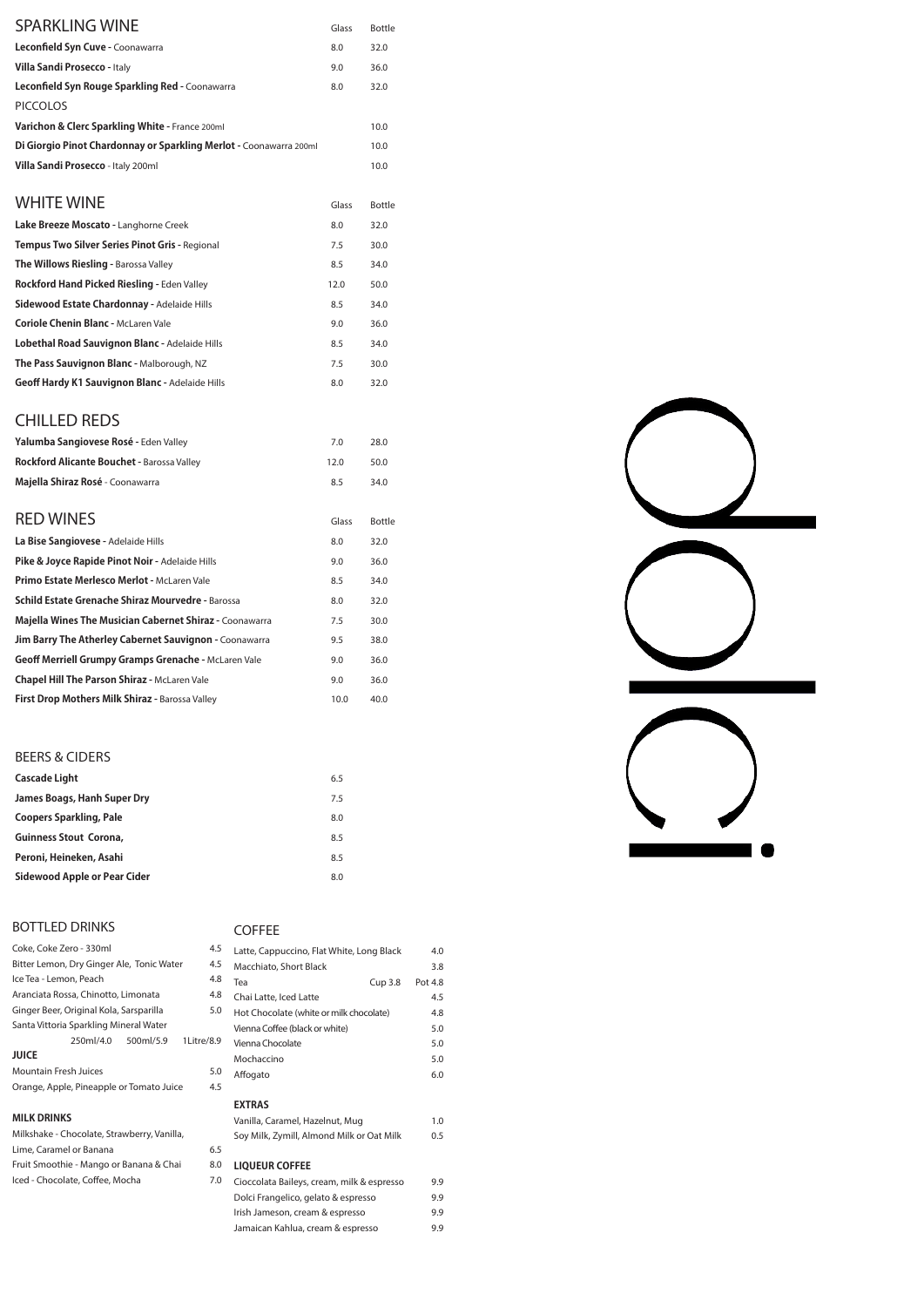## SPARKLING WINE

| | Glass | Bottle |
|---|---|---|
| **Leconfield Syn Cuve -** Coonawarra | 8.0 | 32.0 |
| **Villa Sandi Prosecco -** Italy | 9.0 | 36.0 |
| **Leconfield Syn Rouge Sparkling Red -** Coonawarra | 8.0 | 32.0 |
| PICCOLOS | | |
| **Varichon & Clerc Sparkling White -** France 200ml | | 10.0 |
| **Di Giorgio Pinot Chardonnay or Sparkling Merlot -** Coonawarra 200ml | | 10.0 |
| **Villa Sandi Prosecco** - Italy 200ml | | 10.0 |

## WHITE WINE

| | Glass | Bottle |
|---|---|---|
| **Lake Breeze Moscato -** Langhorne Creek | 8.0 | 32.0 |
| **Tempus Two Silver Series Pinot Gris -** Regional | 7.5 | 30.0 |
| **The Willows Riesling -** Barossa Valley | 8.5 | 34.0 |
| **Rockford Hand Picked Riesling -** Eden Valley | 12.0 | 50.0 |
| **Sidewood Estate Chardonnay -** Adelaide Hills | 8.5 | 34.0 |
| **Coriole Chenin Blanc -** McLaren Vale | 9.0 | 36.0 |
| **Lobethal Road Sauvignon Blanc -** Adelaide Hills | 8.5 | 34.0 |
| **The Pass Sauvignon Blanc -** Malborough, NZ | 7.5 | 30.0 |
| **Geoff Hardy K1 Sauvignon Blanc -** Adelaide Hills | 8.0 | 32.0 |

## CHILLED REDS

| | | |
|---|---|---|
| **Yalumba Sangiovese Rosé -** Eden Valley | 7.0 | 28.0 |
| **Rockford Alicante Bouchet -** Barossa Valley | 12.0 | 50.0 |
| **Majella Shiraz Rosé** - Coonawarra | 8.5 | 34.0 |

## RED WINES

| | Glass | Bottle |
|---|---|---|
| **La Bise Sangiovese -** Adelaide Hills | 8.0 | 32.0 |
| **Pike & Joyce Rapide Pinot Noir -** Adelaide Hills | 9.0 | 36.0 |
| **Primo Estate Merlesco Merlot -** McLaren Vale | 8.5 | 34.0 |
| **Schild Estate Grenache Shiraz Mourvedre -** Barossa | 8.0 | 32.0 |
| **Majella Wines The Musician Cabernet Shiraz -** Coonawarra | 7.5 | 30.0 |
| **Jim Barry The Atherley Cabernet Sauvignon -** Coonawarra | 9.5 | 38.0 |
| **Geoff Merriell Grumpy Gramps Grenache -** McLaren Vale | 9.0 | 36.0 |
| **Chapel Hill The Parson Shiraz -** McLaren Vale | 9.0 | 36.0 |
| **First Drop Mothers Milk Shiraz -** Barossa Valley | 10.0 | 40.0 |

## BEERS & CIDERS

| | |
|---|---|
| **Cascade Light** | 6.5 |
| **James Boags, Hanh Super Dry** | 7.5 |
| **Coopers Sparkling, Pale** | 8.0 |
| **Guinness Stout Corona,** | 8.5 |
| **Peroni, Heineken, Asahi** | 8.5 |
| **Sidewood Apple or Pear Cider** | 8.0 |

dolci.

## BOTTLED DRINKS

| | |
|---|---|
| Coke, Coke Zero - 330ml | 4.5 |
| Bitter Lemon, Dry Ginger Ale, Tonic Water | 4.5 |
| Ice Tea - Lemon, Peach | 4.8 |
| Aranciata Rossa, Chinotto, Limonata | 4.8 |
| Ginger Beer, Original Kola, Sarsparilla | 5.0 |
| Santa Vittoria Sparkling Mineral Water | |
| 250ml/4.0 500ml/5.9 | 1Litre/8.9 |

**JUICE**

| | |
|---|---|
| Mountain Fresh Juices | 5.0 |
| Orange, Apple, Pineapple or Tomato Juice | 4.5 |

**MILK DRINKS**

| | |
|---|---|
| Milkshake - Chocolate, Strawberry, Vanilla, Lime, Caramel or Banana | 6.5 |
| Fruit Smoothie - Mango or Banana & Chai | 8.0 |
| Iced - Chocolate, Coffee, Mocha | 7.0 |

## COFFEE

| | | |
|---|---|---|
| Latte, Cappuccino, Flat White, Long Black | | 4.0 |
| Macchiato, Short Black | | 3.8 |
| Tea | Cup 3.8 | Pot 4.8 |
| Chai Latte, Iced Latte | | 4.5 |
| Hot Chocolate (white or milk chocolate) | | 4.8 |
| Vienna Coffee (black or white) | | 5.0 |
| Vienna Chocolate | | 5.0 |
| Mochaccino | | 5.0 |
| Affogato | | 6.0 |

**EXTRAS**

| | |
|---|---|
| Vanilla, Caramel, Hazelnut, Mug | 1.0 |
| Soy Milk, Zymill, Almond Milk or Oat Milk | 0.5 |

**LIQUEUR COFFEE**

| | |
|---|---|
| Cioccolata Baileys, cream, milk & espresso | 9.9 |
| Dolci Frangelico, gelato & espresso | 9.9 |
| Irish Jameson, cream & espresso | 9.9 |
| Jamaican Kahlua, cream & espresso | 9.9 |